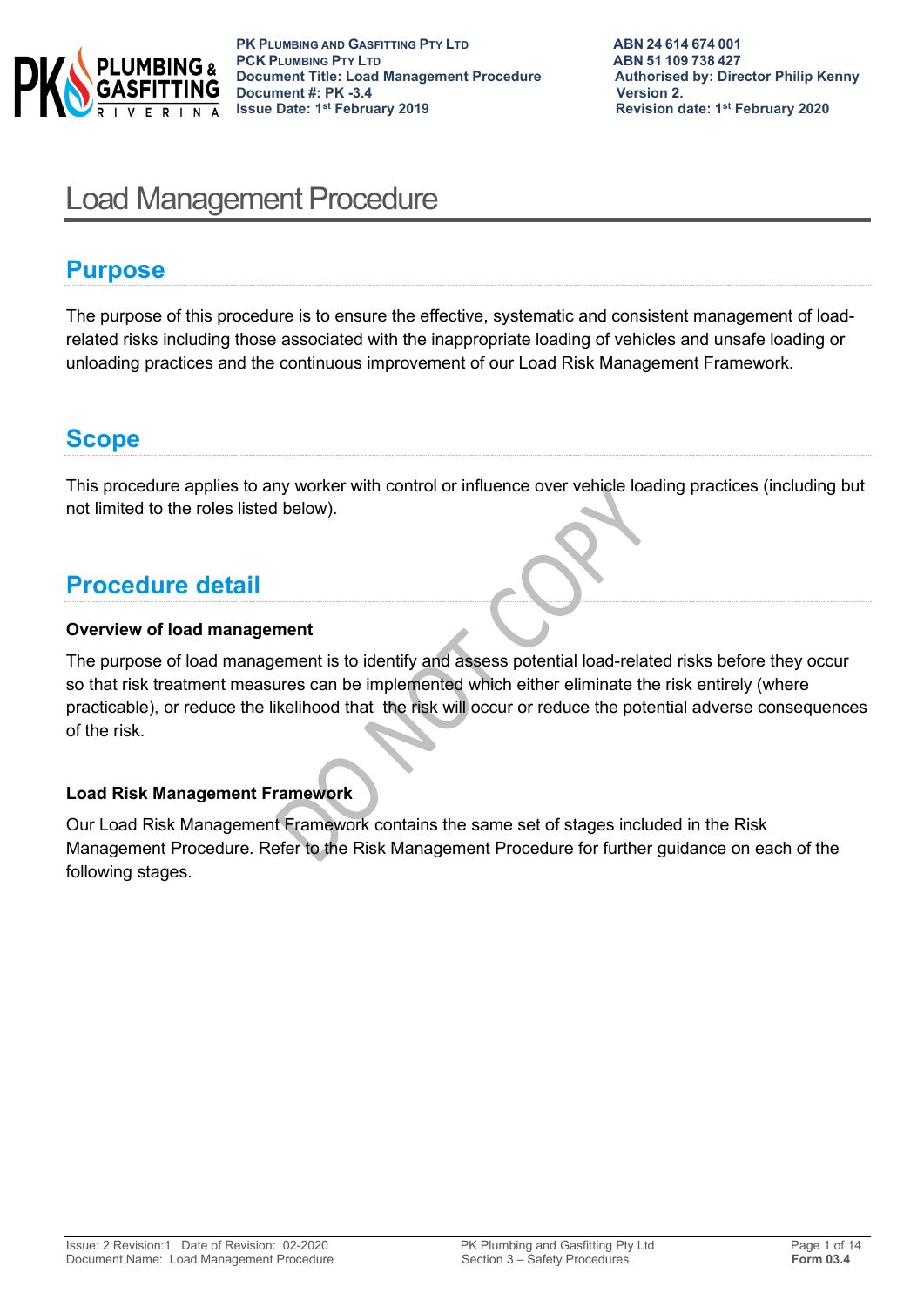# Load Management Procedure

## Purpose

The purpose of this procedure is to ensure the effective, systematic and consistent management of load-related risks including those associated with the inappropriate loading of vehicles and unsafe loading or unloading practices and the continuous improvement of our Load Risk Management Framework.

## Scope

This procedure applies to any worker with control or influence over vehicle loading practices (including but not limited to the roles listed below).

## Procedure detail

### Overview of load management

The purpose of load management is to identify and assess potential load-related risks before they occur so that risk treatment measures can be implemented which either eliminate the risk entirely (where practicable), or reduce the likelihood that the risk will occur or reduce the potential adverse consequences of the risk.

### Load Risk Management Framework

Our Load Risk Management Framework contains the same set of stages included in the Risk Management Procedure. Refer to the Risk Management Procedure for further guidance on each of the following stages.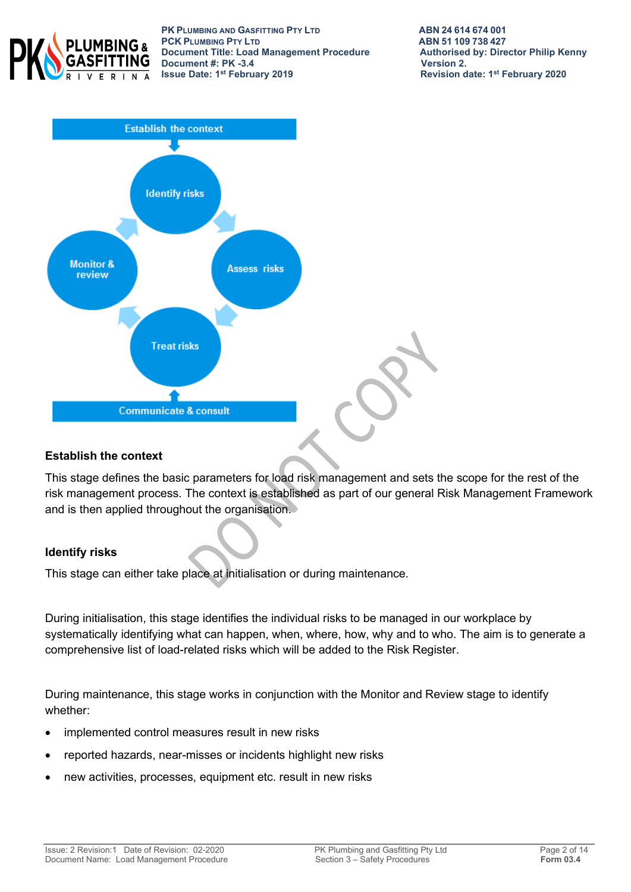Establish the context

Identify risks

Assess risks

Treat risks

Monitor & review

Communicate & consult

### Establish the context

This stage defines the basic parameters for load risk management and sets the scope for the rest of the risk management process. The context is established as part of our general Risk Management Framework and is then applied throughout the organisation.

### Identify risks

This stage can either take place at initialisation or during maintenance.

During initialisation, this stage identifies the individual risks to be managed in our workplace by systematically identifying what can happen, when, where, how, why and to who. The aim is to generate a comprehensive list of load-related risks which will be added to the Risk Register.

During maintenance, this stage works in conjunction with the Monitor and Review stage to identify whether:

- implemented control measures result in new risks
- reported hazards, near-misses or incidents highlight new risks
- new activities, processes, equipment etc. result in new risks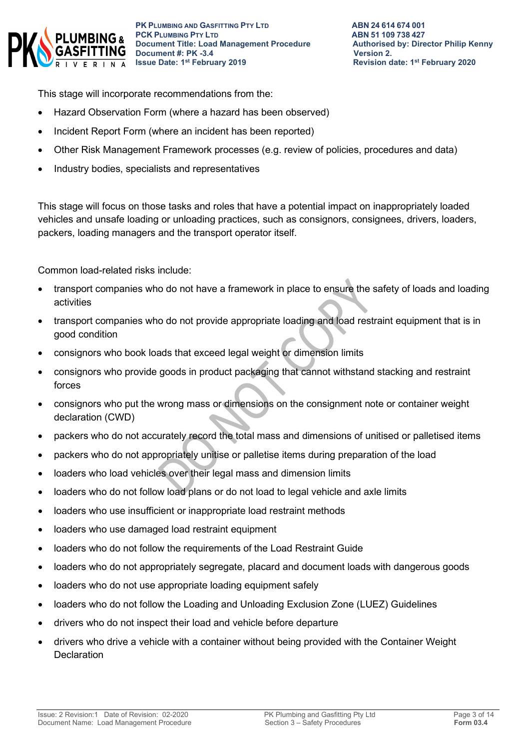This stage will incorporate recommendations from the:

- Hazard Observation Form (where a hazard has been observed)
- Incident Report Form (where an incident has been reported)
- Other Risk Management Framework processes (e.g. review of policies, procedures and data)
- Industry bodies, specialists and representatives

This stage will focus on those tasks and roles that have a potential impact on inappropriately loaded vehicles and unsafe loading or unloading practices, such as consignors, consignees, drivers, loaders, packers, loading managers and the transport operator itself.

Common load-related risks include:

- transport companies who do not have a framework in place to ensure the safety of loads and loading activities
- transport companies who do not provide appropriate loading and load restraint equipment that is in good condition
- consignors who book loads that exceed legal weight or dimension limits
- consignors who provide goods in product packaging that cannot withstand stacking and restraint forces
- consignors who put the wrong mass or dimensions on the consignment note or container weight declaration (CWD)
- packers who do not accurately record the total mass and dimensions of unitised or palletised items
- packers who do not appropriately unitise or palletise items during preparation of the load
- loaders who load vehicles over their legal mass and dimension limits
- loaders who do not follow load plans or do not load to legal vehicle and axle limits
- loaders who use insufficient or inappropriate load restraint methods
- loaders who use damaged load restraint equipment
- loaders who do not follow the requirements of the Load Restraint Guide
- loaders who do not appropriately segregate, placard and document loads with dangerous goods
- loaders who do not use appropriate loading equipment safely
- loaders who do not follow the Loading and Unloading Exclusion Zone (LUEZ) Guidelines
- drivers who do not inspect their load and vehicle before departure
- drivers who drive a vehicle with a container without being provided with the Container Weight Declaration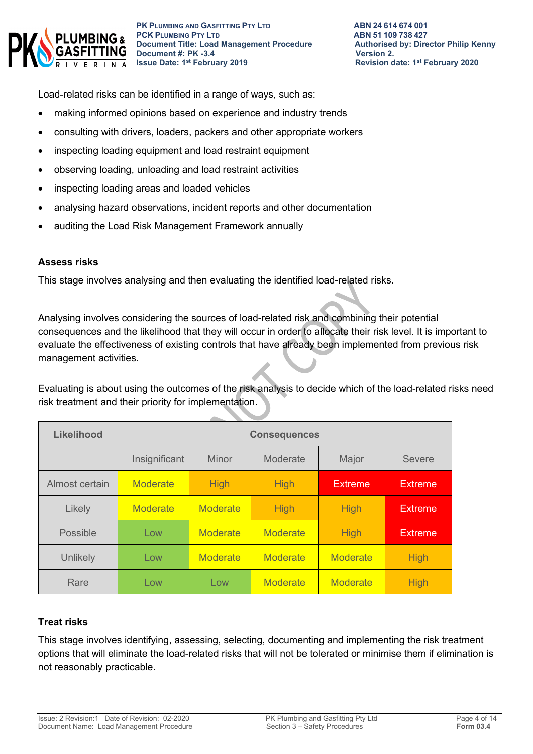Load-related risks can be identified in a range of ways, such as:

- making informed opinions based on experience and industry trends
- consulting with drivers, loaders, packers and other appropriate workers
- inspecting loading equipment and load restraint equipment
- observing loading, unloading and load restraint activities
- inspecting loading areas and loaded vehicles
- analysing hazard observations, incident reports and other documentation
- auditing the Load Risk Management Framework annually

**Assess risks**

This stage involves analysing and then evaluating the identified load-related risks.

Analysing involves considering the sources of load-related risk and combining their potential consequences and the likelihood that they will occur in order to allocate their risk level. It is important to evaluate the effectiveness of existing controls that have already been implemented from previous risk management activities.

Evaluating is about using the outcomes of the risk analysis to decide which of the load-related risks need risk treatment and their priority for implementation.

| Likelihood | Consequences | | | | |
|---|---|---|---|---|---|
| | Insignificant | Minor | Moderate | Major | Severe |
| Almost certain | Moderate | High | High | Extreme | Extreme |
| Likely | Moderate | Moderate | High | High | Extreme |
| Possible | Low | Moderate | Moderate | High | Extreme |
| Unlikely | Low | Moderate | Moderate | Moderate | High |
| Rare | Low | Low | Moderate | Moderate | High |

**Treat risks**

This stage involves identifying, assessing, selecting, documenting and implementing the risk treatment options that will eliminate the load-related risks that will not be tolerated or minimise them if elimination is not reasonably practicable.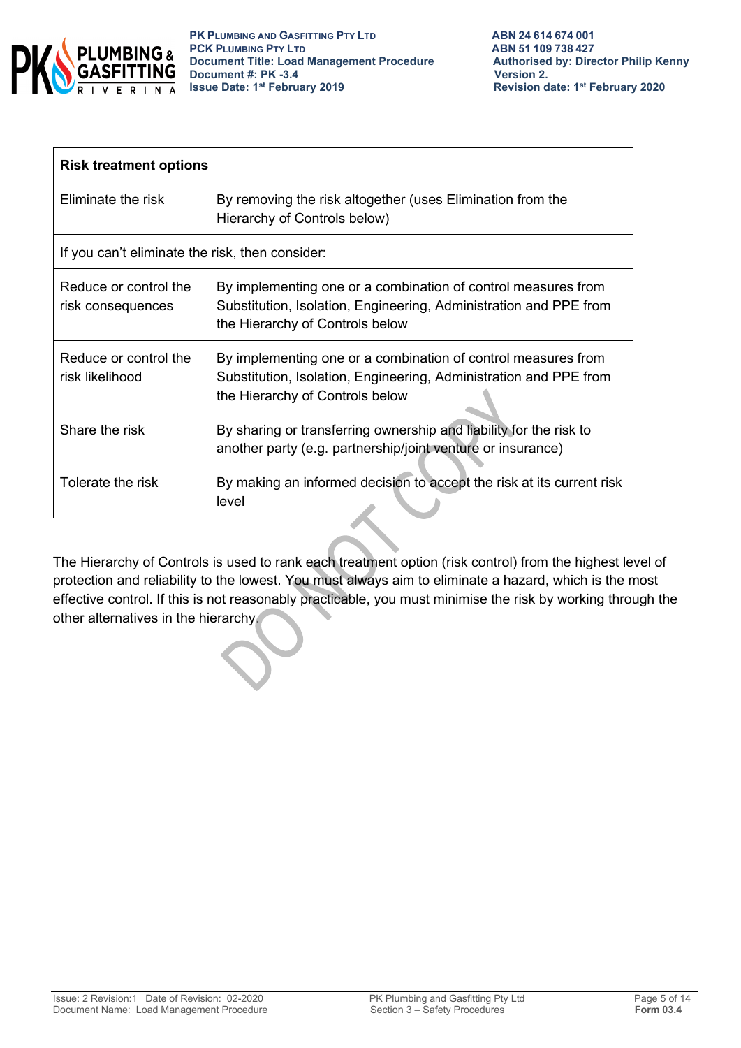| Risk treatment options | |
|---|---|
| Eliminate the risk | By removing the risk altogether (uses Elimination from the Hierarchy of Controls below) |
| If you can't eliminate the risk, then consider: | |
| Reduce or control the risk consequences | By implementing one or a combination of control measures from Substitution, Isolation, Engineering, Administration and PPE from the Hierarchy of Controls below |
| Reduce or control the risk likelihood | By implementing one or a combination of control measures from Substitution, Isolation, Engineering, Administration and PPE from the Hierarchy of Controls below |
| Share the risk | By sharing or transferring ownership and liability for the risk to another party (e.g. partnership/joint venture or insurance) |
| Tolerate the risk | By making an informed decision to accept the risk at its current risk level |

The Hierarchy of Controls is used to rank each treatment option (risk control) from the highest level of protection and reliability to the lowest. You must always aim to eliminate a hazard, which is the most effective control. If this is not reasonably practicable, you must minimise the risk by working through the other alternatives in the hierarchy.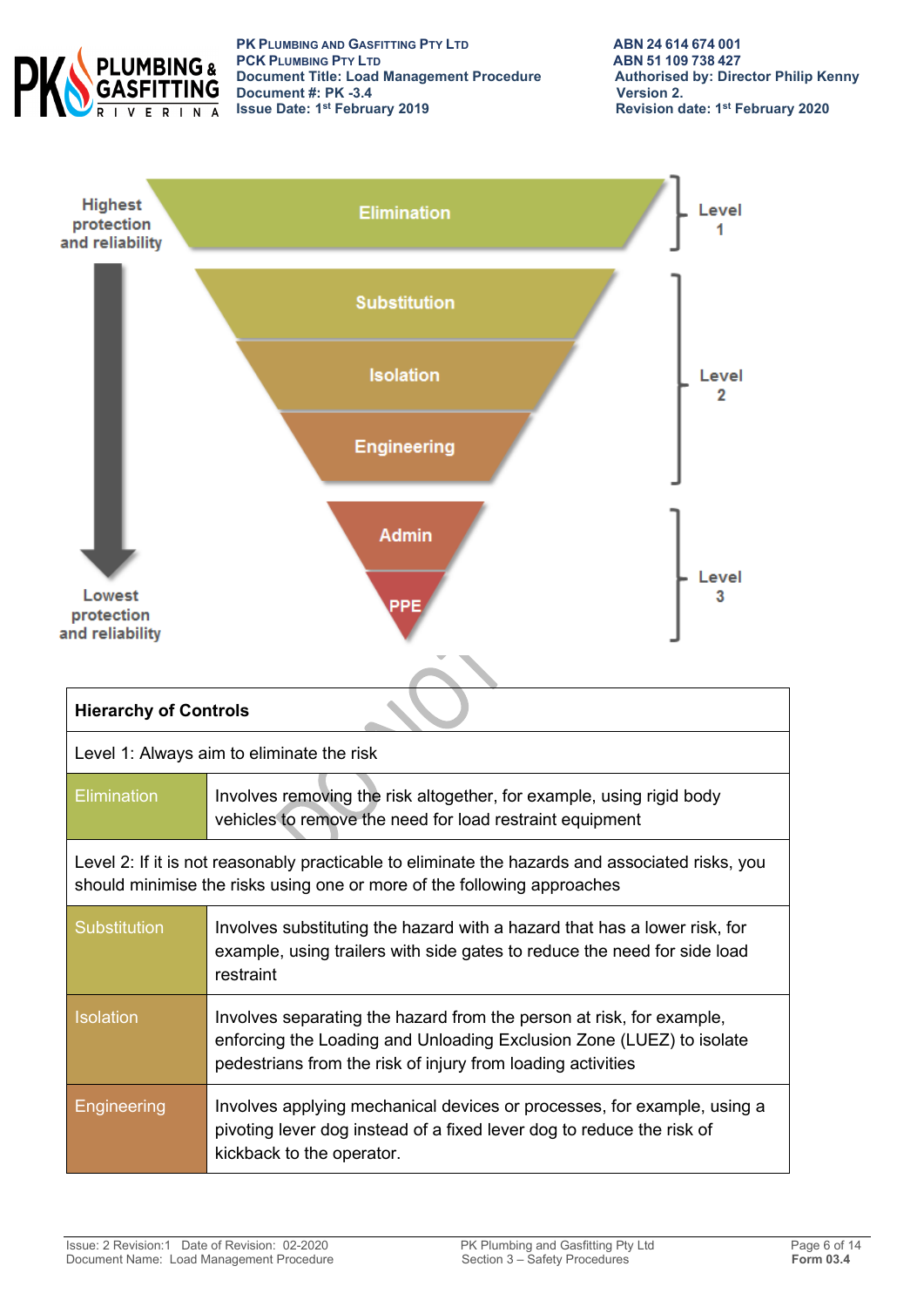Highest protection and reliability

Elimination — Level 1

Substitution
Isolation
Engineering — Level 2

Admin
PPE — Level 3

Lowest protection and reliability

| Hierarchy of Controls | |
|---|---|
| Level 1: Always aim to eliminate the risk | |
| Elimination | Involves removing the risk altogether, for example, using rigid body vehicles to remove the need for load restraint equipment |
| Level 2: If it is not reasonably practicable to eliminate the hazards and associated risks, you should minimise the risks using one or more of the following approaches | |
| Substitution | Involves substituting the hazard with a hazard that has a lower risk, for example, using trailers with side gates to reduce the need for side load restraint |
| Isolation | Involves separating the hazard from the person at risk, for example, enforcing the Loading and Unloading Exclusion Zone (LUEZ) to isolate pedestrians from the risk of injury from loading activities |
| Engineering | Involves applying mechanical devices or processes, for example, using a pivoting lever dog instead of a fixed lever dog to reduce the risk of kickback to the operator. |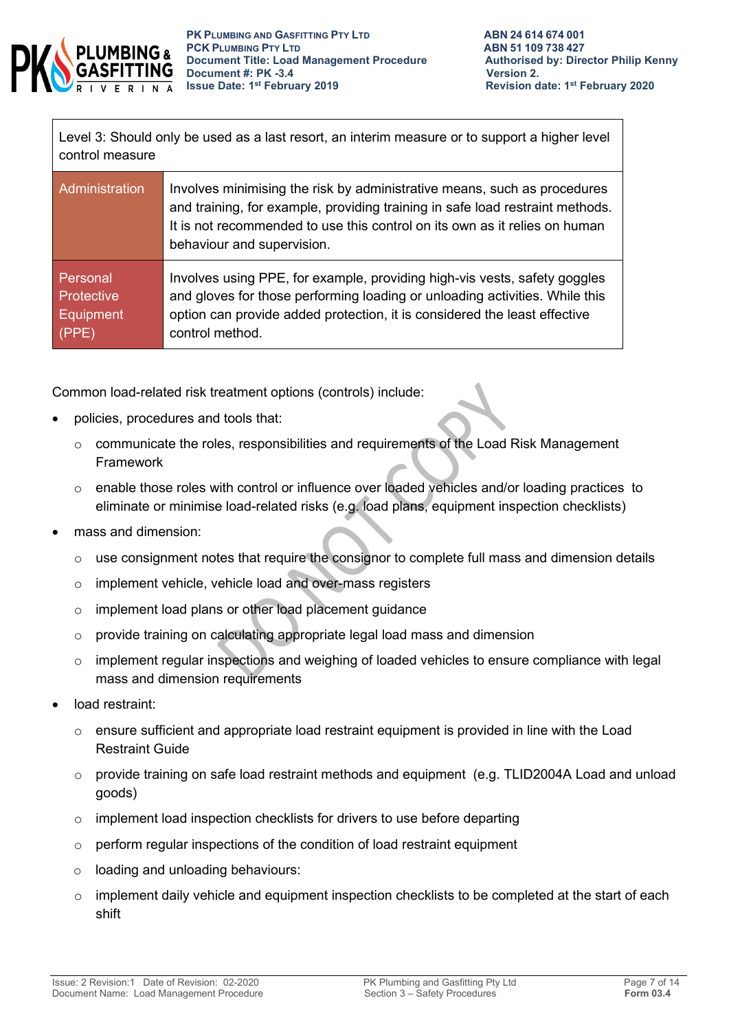| Level 3: Should only be used as a last resort, an interim measure or to support a higher level control measure | |
|---|---|
| Administration | Involves minimising the risk by administrative means, such as procedures and training, for example, providing training in safe load restraint methods. It is not recommended to use this control on its own as it relies on human behaviour and supervision. |
| Personal Protective Equipment (PPE) | Involves using PPE, for example, providing high-vis vests, safety goggles and gloves for those performing loading or unloading activities. While this option can provide added protection, it is considered the least effective control method. |

Common load-related risk treatment options (controls) include:

- policies, procedures and tools that:
  - communicate the roles, responsibilities and requirements of the Load Risk Management Framework
  - enable those roles with control or influence over loaded vehicles and/or loading practices to eliminate or minimise load-related risks (e.g. load plans, equipment inspection checklists)
- mass and dimension:
  - use consignment notes that require the consignor to complete full mass and dimension details
  - implement vehicle, vehicle load and over-mass registers
  - implement load plans or other load placement guidance
  - provide training on calculating appropriate legal load mass and dimension
  - implement regular inspections and weighing of loaded vehicles to ensure compliance with legal mass and dimension requirements
- load restraint:
  - ensure sufficient and appropriate load restraint equipment is provided in line with the Load Restraint Guide
  - provide training on safe load restraint methods and equipment (e.g. TLID2004A Load and unload goods)
  - implement load inspection checklists for drivers to use before departing
  - perform regular inspections of the condition of load restraint equipment
  - loading and unloading behaviours:
  - implement daily vehicle and equipment inspection checklists to be completed at the start of each shift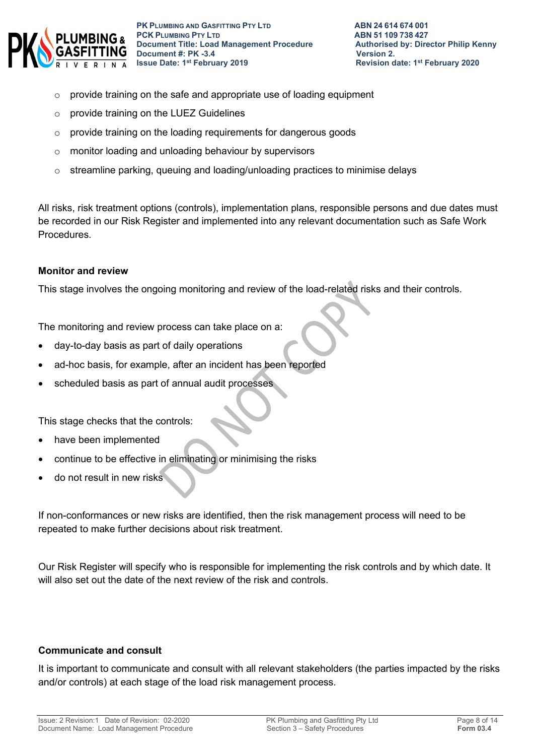- provide training on the safe and appropriate use of loading equipment
- provide training on the LUEZ Guidelines
- provide training on the loading requirements for dangerous goods
- monitor loading and unloading behaviour by supervisors
- streamline parking, queuing and loading/unloading practices to minimise delays

All risks, risk treatment options (controls), implementation plans, responsible persons and due dates must be recorded in our Risk Register and implemented into any relevant documentation such as Safe Work Procedures.

**Monitor and review**

This stage involves the ongoing monitoring and review of the load-related risks and their controls.

The monitoring and review process can take place on a:

- day-to-day basis as part of daily operations
- ad-hoc basis, for example, after an incident has been reported
- scheduled basis as part of annual audit processes

This stage checks that the controls:

- have been implemented
- continue to be effective in eliminating or minimising the risks
- do not result in new risks

If non-conformances or new risks are identified, then the risk management process will need to be repeated to make further decisions about risk treatment.

Our Risk Register will specify who is responsible for implementing the risk controls and by which date. It will also set out the date of the next review of the risk and controls.

**Communicate and consult**

It is important to communicate and consult with all relevant stakeholders (the parties impacted by the risks and/or controls) at each stage of the load risk management process.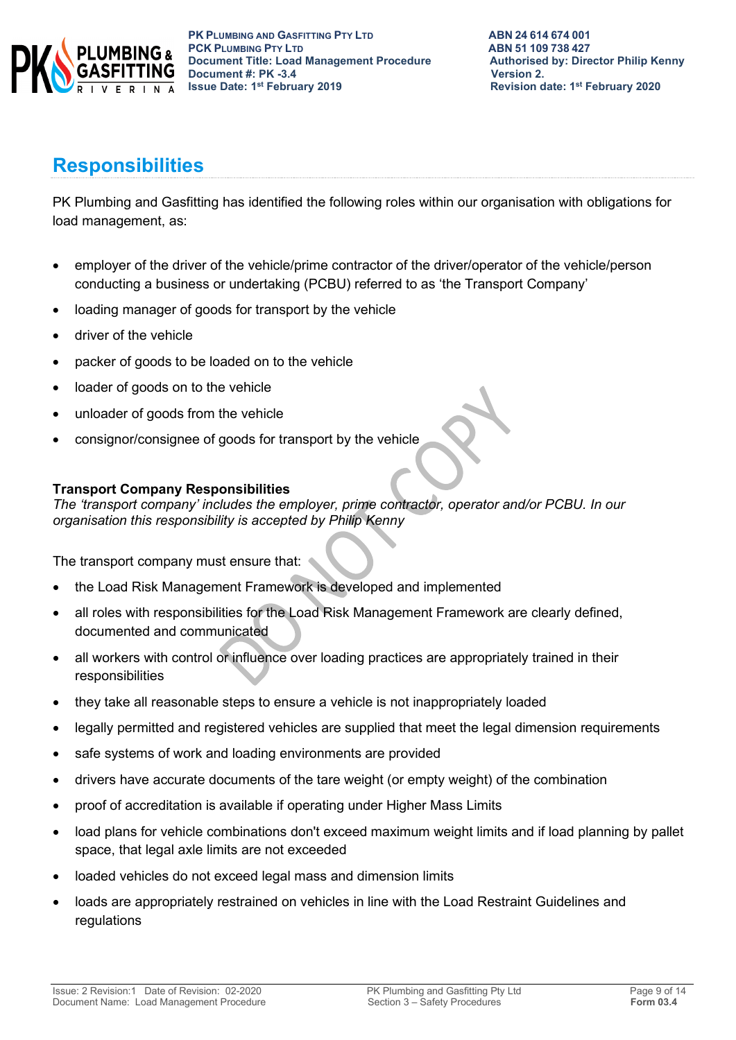## Responsibilities

PK Plumbing and Gasfitting has identified the following roles within our organisation with obligations for load management, as:

- employer of the driver of the vehicle/prime contractor of the driver/operator of the vehicle/person conducting a business or undertaking (PCBU) referred to as 'the Transport Company'
- loading manager of goods for transport by the vehicle
- driver of the vehicle
- packer of goods to be loaded on to the vehicle
- loader of goods on to the vehicle
- unloader of goods from the vehicle
- consignor/consignee of goods for transport by the vehicle

**Transport Company Responsibilities**

*The 'transport company' includes the employer, prime contractor, operator and/or PCBU. In our organisation this responsibility is accepted by Philip Kenny*

The transport company must ensure that:

- the Load Risk Management Framework is developed and implemented
- all roles with responsibilities for the Load Risk Management Framework are clearly defined, documented and communicated
- all workers with control or influence over loading practices are appropriately trained in their responsibilities
- they take all reasonable steps to ensure a vehicle is not inappropriately loaded
- legally permitted and registered vehicles are supplied that meet the legal dimension requirements
- safe systems of work and loading environments are provided
- drivers have accurate documents of the tare weight (or empty weight) of the combination
- proof of accreditation is available if operating under Higher Mass Limits
- load plans for vehicle combinations don't exceed maximum weight limits and if load planning by pallet space, that legal axle limits are not exceeded
- loaded vehicles do not exceed legal mass and dimension limits
- loads are appropriately restrained on vehicles in line with the Load Restraint Guidelines and regulations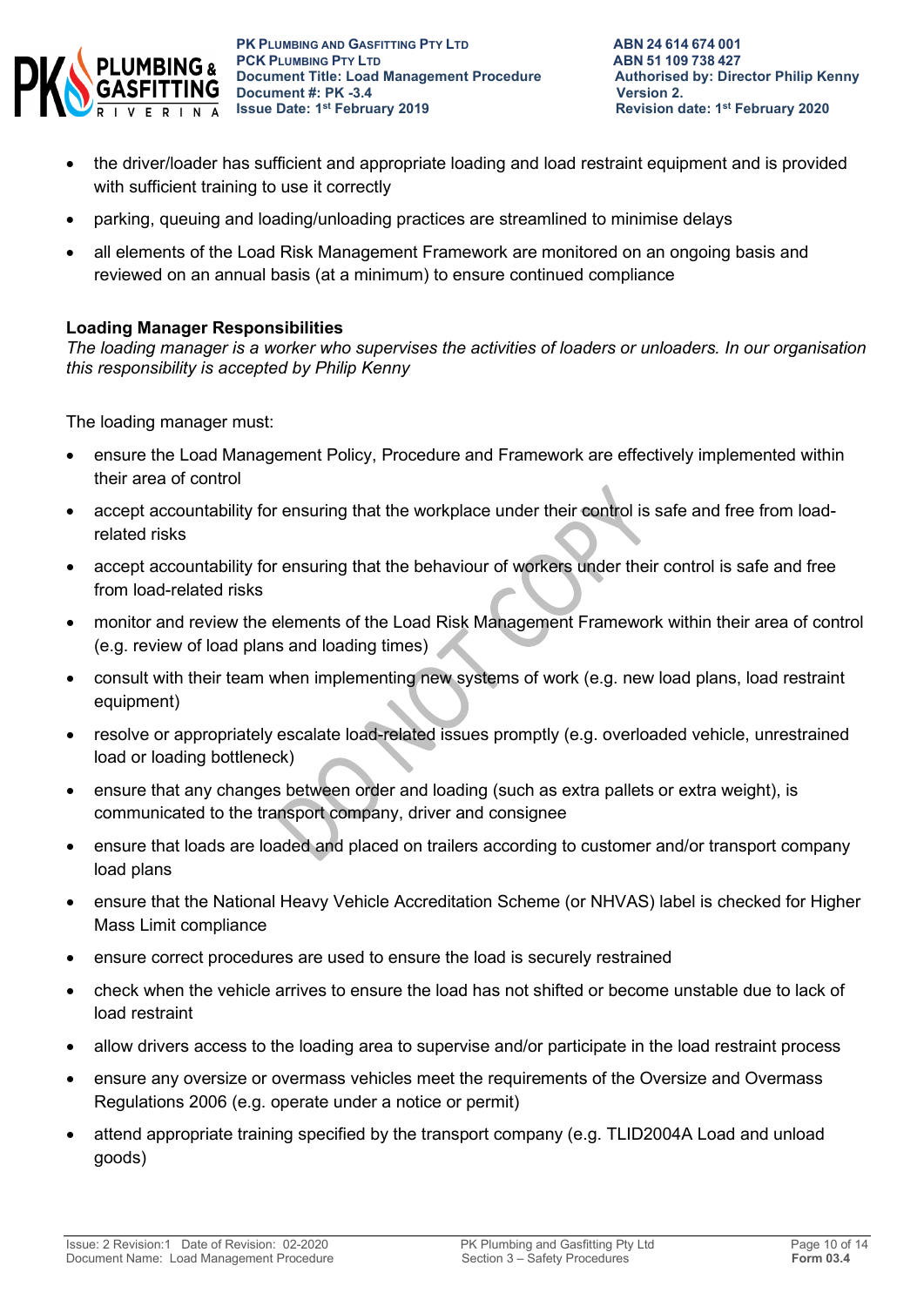- the driver/loader has sufficient and appropriate loading and load restraint equipment and is provided with sufficient training to use it correctly
- parking, queuing and loading/unloading practices are streamlined to minimise delays
- all elements of the Load Risk Management Framework are monitored on an ongoing basis and reviewed on an annual basis (at a minimum) to ensure continued compliance

**Loading Manager Responsibilities**

*The loading manager is a worker who supervises the activities of loaders or unloaders. In our organisation this responsibility is accepted by Philip Kenny*

The loading manager must:

- ensure the Load Management Policy, Procedure and Framework are effectively implemented within their area of control
- accept accountability for ensuring that the workplace under their control is safe and free from load-related risks
- accept accountability for ensuring that the behaviour of workers under their control is safe and free from load-related risks
- monitor and review the elements of the Load Risk Management Framework within their area of control (e.g. review of load plans and loading times)
- consult with their team when implementing new systems of work (e.g. new load plans, load restraint equipment)
- resolve or appropriately escalate load-related issues promptly (e.g. overloaded vehicle, unrestrained load or loading bottleneck)
- ensure that any changes between order and loading (such as extra pallets or extra weight), is communicated to the transport company, driver and consignee
- ensure that loads are loaded and placed on trailers according to customer and/or transport company load plans
- ensure that the National Heavy Vehicle Accreditation Scheme (or NHVAS) label is checked for Higher Mass Limit compliance
- ensure correct procedures are used to ensure the load is securely restrained
- check when the vehicle arrives to ensure the load has not shifted or become unstable due to lack of load restraint
- allow drivers access to the loading area to supervise and/or participate in the load restraint process
- ensure any oversize or overmass vehicles meet the requirements of the Oversize and Overmass Regulations 2006 (e.g. operate under a notice or permit)
- attend appropriate training specified by the transport company (e.g. TLID2004A Load and unload goods)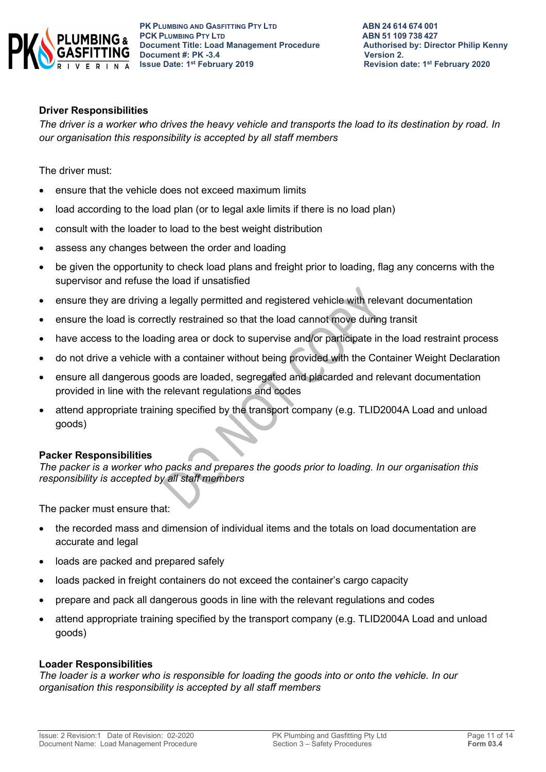**Driver Responsibilities**

*The driver is a worker who drives the heavy vehicle and transports the load to its destination by road. In our organisation this responsibility is accepted by all staff members*

The driver must:

- ensure that the vehicle does not exceed maximum limits
- load according to the load plan (or to legal axle limits if there is no load plan)
- consult with the loader to load to the best weight distribution
- assess any changes between the order and loading
- be given the opportunity to check load plans and freight prior to loading, flag any concerns with the supervisor and refuse the load if unsatisfied
- ensure they are driving a legally permitted and registered vehicle with relevant documentation
- ensure the load is correctly restrained so that the load cannot move during transit
- have access to the loading area or dock to supervise and/or participate in the load restraint process
- do not drive a vehicle with a container without being provided with the Container Weight Declaration
- ensure all dangerous goods are loaded, segregated and placarded and relevant documentation provided in line with the relevant regulations and codes
- attend appropriate training specified by the transport company (e.g. TLID2004A Load and unload goods)

**Packer Responsibilities**

*The packer is a worker who packs and prepares the goods prior to loading. In our organisation this responsibility is accepted by all staff members*

The packer must ensure that:

- the recorded mass and dimension of individual items and the totals on load documentation are accurate and legal
- loads are packed and prepared safely
- loads packed in freight containers do not exceed the container's cargo capacity
- prepare and pack all dangerous goods in line with the relevant regulations and codes
- attend appropriate training specified by the transport company (e.g. TLID2004A Load and unload goods)

**Loader Responsibilities**

*The loader is a worker who is responsible for loading the goods into or onto the vehicle. In our organisation this responsibility is accepted by all staff members*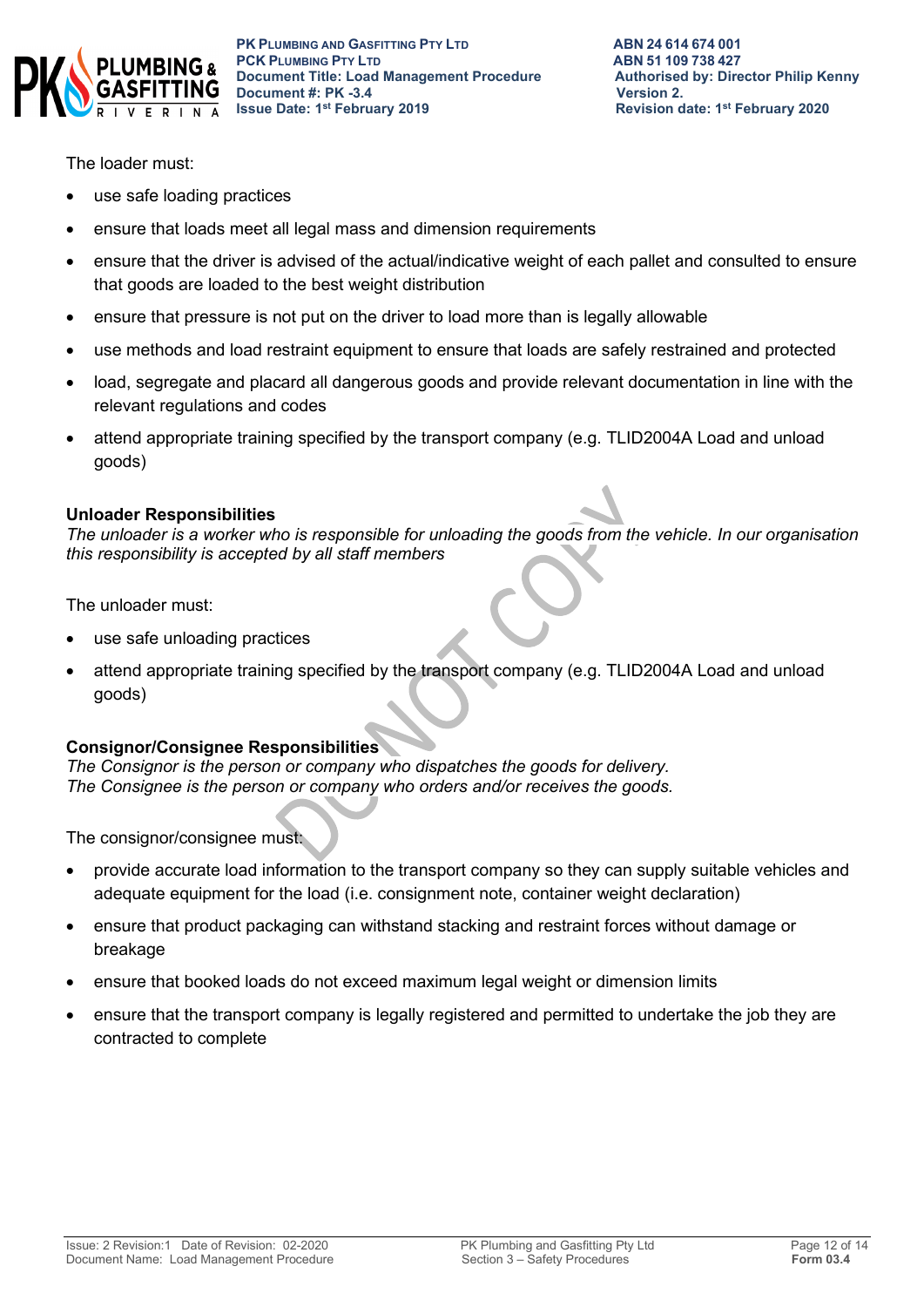The loader must:

- use safe loading practices
- ensure that loads meet all legal mass and dimension requirements
- ensure that the driver is advised of the actual/indicative weight of each pallet and consulted to ensure that goods are loaded to the best weight distribution
- ensure that pressure is not put on the driver to load more than is legally allowable
- use methods and load restraint equipment to ensure that loads are safely restrained and protected
- load, segregate and placard all dangerous goods and provide relevant documentation in line with the relevant regulations and codes
- attend appropriate training specified by the transport company (e.g. TLID2004A Load and unload goods)

**Unloader Responsibilities**
*The unloader is a worker who is responsible for unloading the goods from the vehicle. In our organisation this responsibility is accepted by all staff members*

The unloader must:

- use safe unloading practices
- attend appropriate training specified by the transport company (e.g. TLID2004A Load and unload goods)

**Consignor/Consignee Responsibilities**
*The Consignor is the person or company who dispatches the goods for delivery.*
*The Consignee is the person or company who orders and/or receives the goods.*

The consignor/consignee must:

- provide accurate load information to the transport company so they can supply suitable vehicles and adequate equipment for the load (i.e. consignment note, container weight declaration)
- ensure that product packaging can withstand stacking and restraint forces without damage or breakage
- ensure that booked loads do not exceed maximum legal weight or dimension limits
- ensure that the transport company is legally registered and permitted to undertake the job they are contracted to complete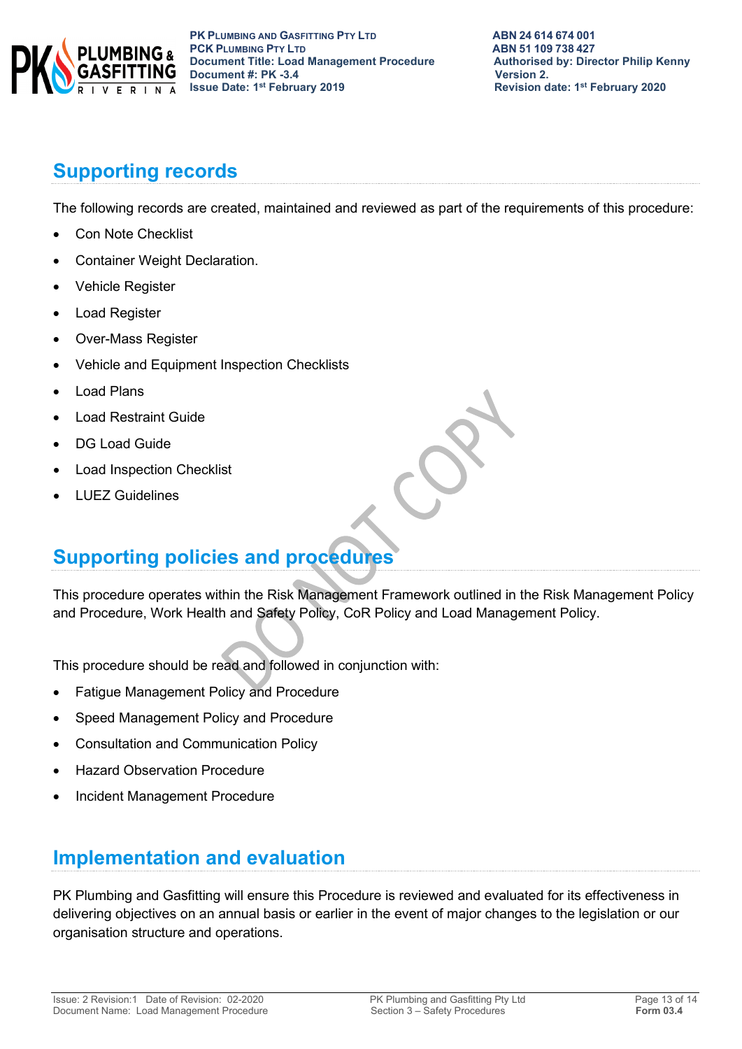## Supporting records

The following records are created, maintained and reviewed as part of the requirements of this procedure:

- Con Note Checklist
- Container Weight Declaration.
- Vehicle Register
- Load Register
- Over-Mass Register
- Vehicle and Equipment Inspection Checklists
- Load Plans
- Load Restraint Guide
- DG Load Guide
- Load Inspection Checklist
- LUEZ Guidelines

## Supporting policies and procedures

This procedure operates within the Risk Management Framework outlined in the Risk Management Policy and Procedure, Work Health and Safety Policy, CoR Policy and Load Management Policy.

This procedure should be read and followed in conjunction with:

- Fatigue Management Policy and Procedure
- Speed Management Policy and Procedure
- Consultation and Communication Policy
- Hazard Observation Procedure
- Incident Management Procedure

## Implementation and evaluation

PK Plumbing and Gasfitting will ensure this Procedure is reviewed and evaluated for its effectiveness in delivering objectives on an annual basis or earlier in the event of major changes to the legislation or our organisation structure and operations.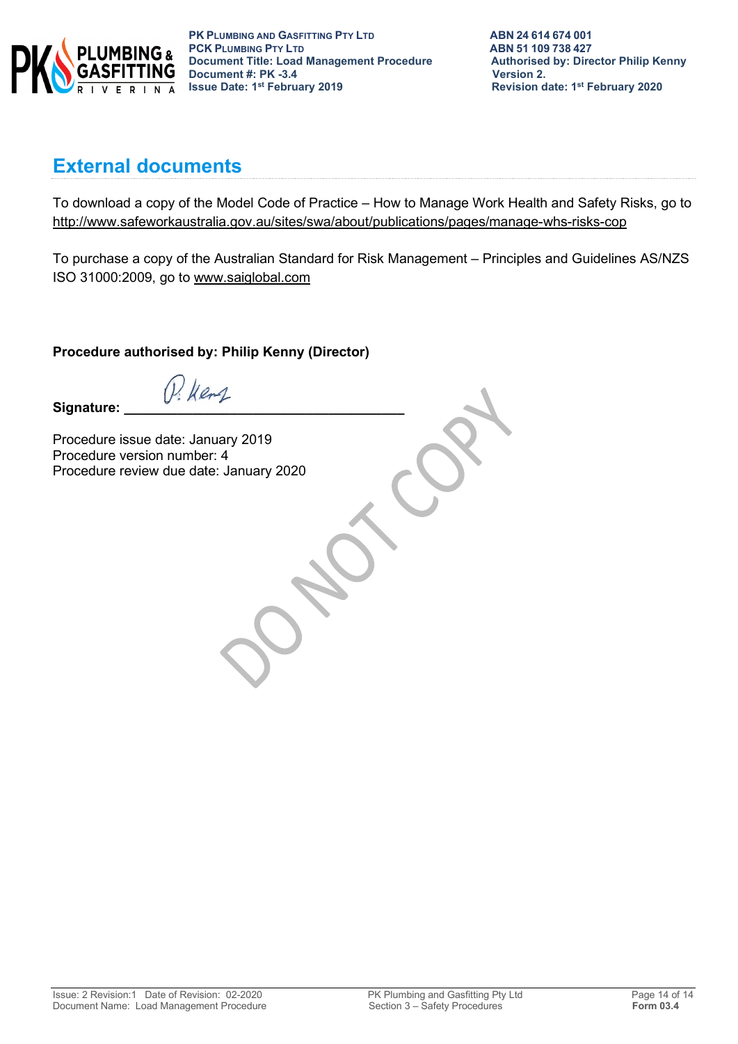## External documents

To download a copy of the Model Code of Practice – How to Manage Work Health and Safety Risks, go to http://www.safeworkaustralia.gov.au/sites/swa/about/publications/pages/manage-whs-risks-cop

To purchase a copy of the Australian Standard for Risk Management – Principles and Guidelines AS/NZS ISO 31000:2009, go to www.saiglobal.com

**Procedure authorised by: Philip Kenny (Director)**

**Signature:** ______________________________________

Procedure issue date: January 2019
Procedure version number: 4
Procedure review due date: January 2020